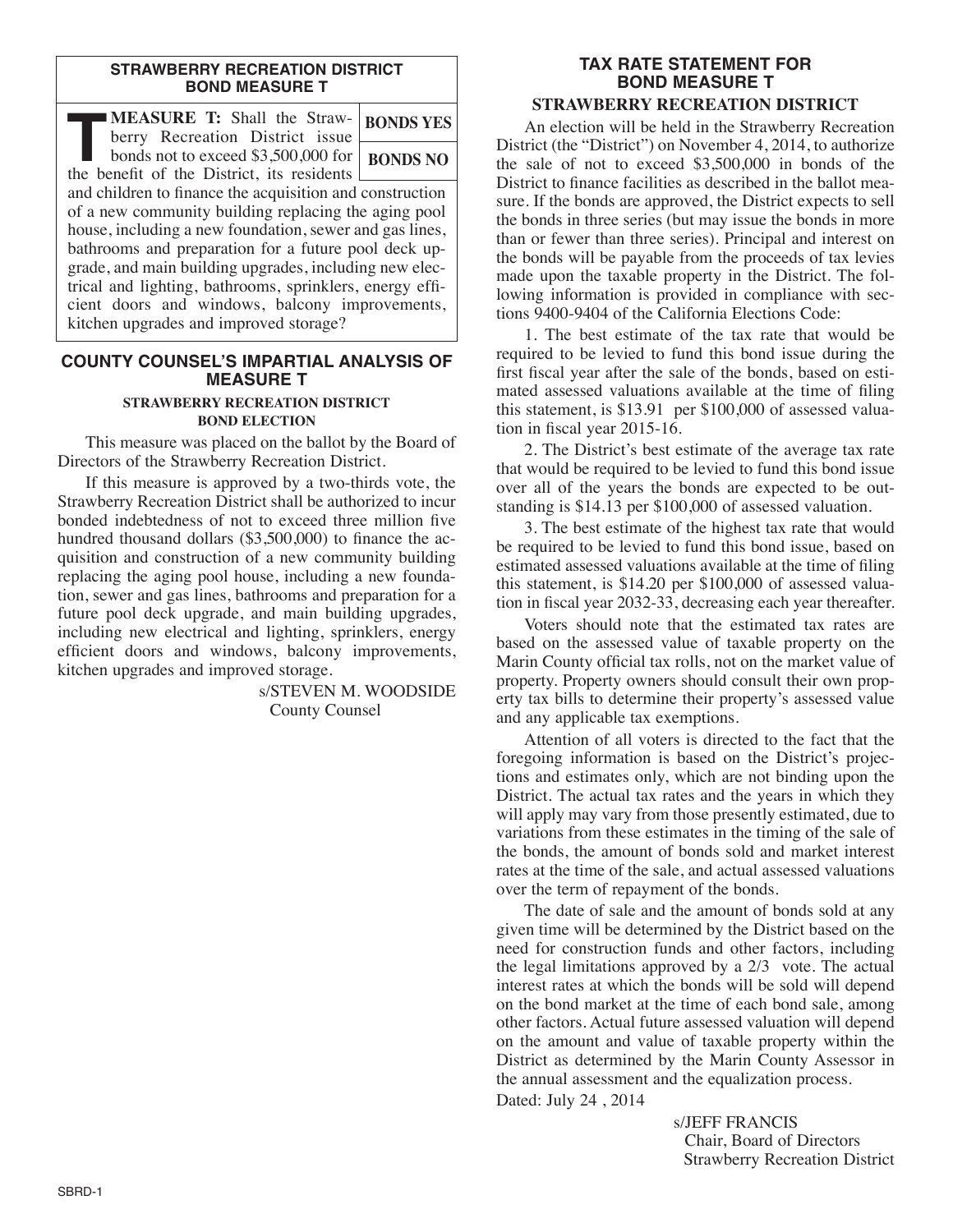## STRAWBERRY RECREATION DISTRICT BOND MEASURE T

**MEASURE T:** Shall the Strawberry Recreation District issue bonds not to exceed $3,500,000 for the benefit of the District, its residents and children to finance the acquisition and construction of a new community building replacing the aging pool house, including a new foundation, sewer and gas lines, bathrooms and preparation for a future pool deck upgrade, and main building upgrades, including new electrical and lighting, bathrooms, sprinklers, energy efficient doors and windows, balcony improvements, kitchen upgrades and improved storage?

| BONDS YES |
|---|
| BONDS NO |

## COUNTY COUNSEL'S IMPARTIAL ANALYSIS OF MEASURE T

### STRAWBERRY RECREATION DISTRICT BOND ELECTION

This measure was placed on the ballot by the Board of Directors of the Strawberry Recreation District.

If this measure is approved by a two-thirds vote, the Strawberry Recreation District shall be authorized to incur bonded indebtedness of not to exceed three million five hundred thousand dollars ($3,500,000) to finance the acquisition and construction of a new community building replacing the aging pool house, including a new foundation, sewer and gas lines, bathrooms and preparation for a future pool deck upgrade, and main building upgrades, including new electrical and lighting, sprinklers, energy efficient doors and windows, balcony improvements, kitchen upgrades and improved storage.

s/STEVEN M. WOODSIDE
County Counsel

## TAX RATE STATEMENT FOR BOND MEASURE T

### STRAWBERRY RECREATION DISTRICT

An election will be held in the Strawberry Recreation District (the "District") on November 4, 2014, to authorize the sale of not to exceed $3,500,000 in bonds of the District to finance facilities as described in the ballot measure. If the bonds are approved, the District expects to sell the bonds in three series (but may issue the bonds in more than or fewer than three series). Principal and interest on the bonds will be payable from the proceeds of tax levies made upon the taxable property in the District. The following information is provided in compliance with sections 9400-9404 of the California Elections Code:

1. The best estimate of the tax rate that would be required to be levied to fund this bond issue during the first fiscal year after the sale of the bonds, based on estimated assessed valuations available at the time of filing this statement, is $13.91 per $100,000 of assessed valuation in fiscal year 2015-16.

2. The District's best estimate of the average tax rate that would be required to be levied to fund this bond issue over all of the years the bonds are expected to be outstanding is $14.13 per $100,000 of assessed valuation.

3. The best estimate of the highest tax rate that would be required to be levied to fund this bond issue, based on estimated assessed valuations available at the time of filing this statement, is $14.20 per $100,000 of assessed valuation in fiscal year 2032-33, decreasing each year thereafter.

Voters should note that the estimated tax rates are based on the assessed value of taxable property on the Marin County official tax rolls, not on the market value of property. Property owners should consult their own property tax bills to determine their property's assessed value and any applicable tax exemptions.

Attention of all voters is directed to the fact that the foregoing information is based on the District's projections and estimates only, which are not binding upon the District. The actual tax rates and the years in which they will apply may vary from those presently estimated, due to variations from these estimates in the timing of the sale of the bonds, the amount of bonds sold and market interest rates at the time of the sale, and actual assessed valuations over the term of repayment of the bonds.

The date of sale and the amount of bonds sold at any given time will be determined by the District based on the need for construction funds and other factors, including the legal limitations approved by a 2/3 vote. The actual interest rates at which the bonds will be sold will depend on the bond market at the time of each bond sale, among other factors. Actual future assessed valuation will depend on the amount and value of taxable property within the District as determined by the Marin County Assessor in the annual assessment and the equalization process.

Dated: July 24 , 2014

s/JEFF FRANCIS
Chair, Board of Directors
Strawberry Recreation District

SBRD-1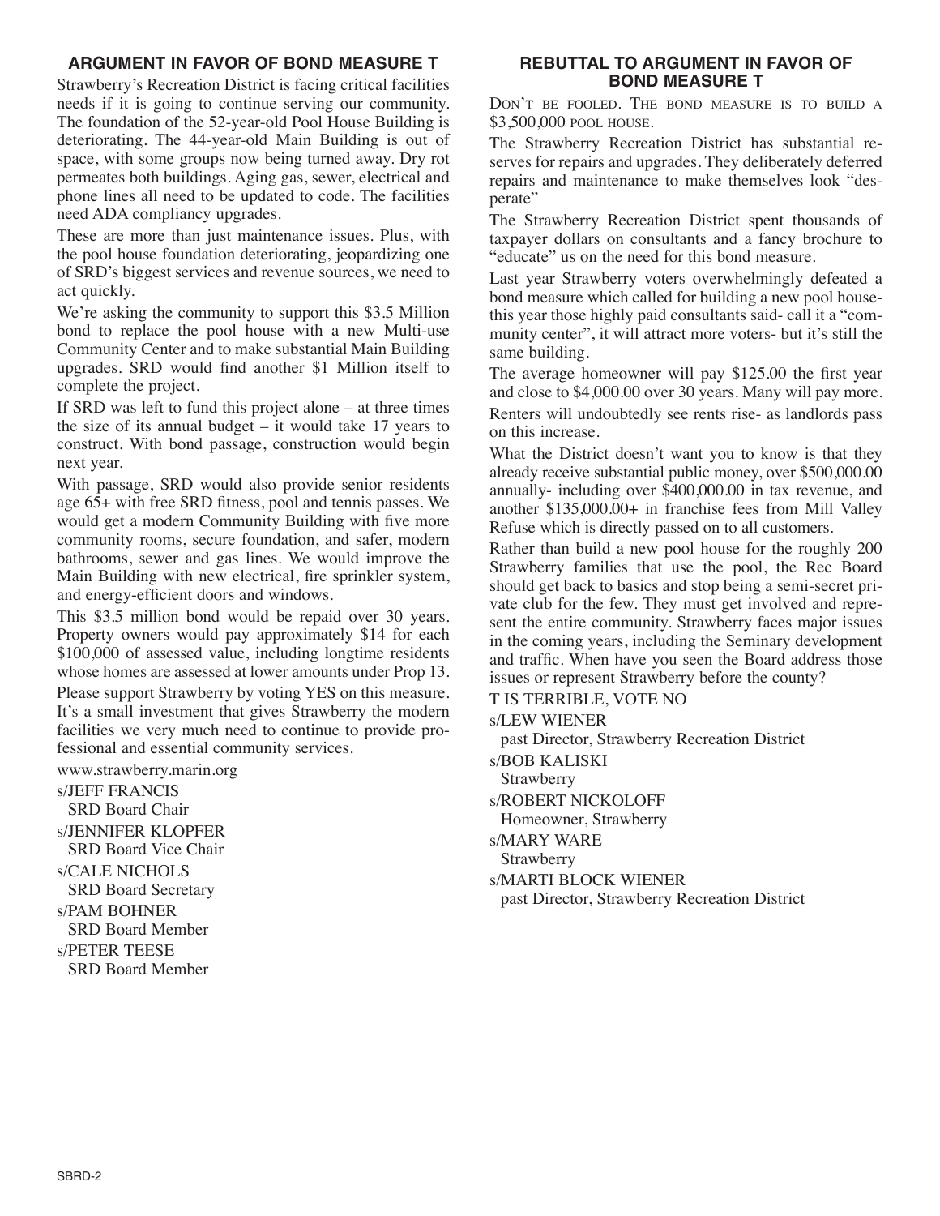## ARGUMENT IN FAVOR OF BOND MEASURE T

Strawberry's Recreation District is facing critical facilities needs if it is going to continue serving our community. The foundation of the 52-year-old Pool House Building is deteriorating. The 44-year-old Main Building is out of space, with some groups now being turned away. Dry rot permeates both buildings. Aging gas, sewer, electrical and phone lines all need to be updated to code. The facilities need ADA compliancy upgrades.

These are more than just maintenance issues. Plus, with the pool house foundation deteriorating, jeopardizing one of SRD's biggest services and revenue sources, we need to act quickly.

We're asking the community to support this $3.5 Million bond to replace the pool house with a new Multi-use Community Center and to make substantial Main Building upgrades. SRD would find another $1 Million itself to complete the project.

If SRD was left to fund this project alone – at three times the size of its annual budget – it would take 17 years to construct. With bond passage, construction would begin next year.

With passage, SRD would also provide senior residents age 65+ with free SRD fitness, pool and tennis passes. We would get a modern Community Building with five more community rooms, secure foundation, and safer, modern bathrooms, sewer and gas lines. We would improve the Main Building with new electrical, fire sprinkler system, and energy-efficient doors and windows.

This $3.5 million bond would be repaid over 30 years. Property owners would pay approximately $14 for each $100,000 of assessed value, including longtime residents whose homes are assessed at lower amounts under Prop 13.

Please support Strawberry by voting YES on this measure. It's a small investment that gives Strawberry the modern facilities we very much need to continue to provide professional and essential community services.

www.strawberry.marin.org

s/JEFF FRANCIS
SRD Board Chair

s/JENNIFER KLOPFER
SRD Board Vice Chair

s/CALE NICHOLS
SRD Board Secretary

s/PAM BOHNER
SRD Board Member

s/PETER TEESE
SRD Board Member

## REBUTTAL TO ARGUMENT IN FAVOR OF BOND MEASURE T

DON'T BE FOOLED. THE BOND MEASURE IS TO BUILD A $3,500,000 POOL HOUSE.

The Strawberry Recreation District has substantial reserves for repairs and upgrades. They deliberately deferred repairs and maintenance to make themselves look "desperate"

The Strawberry Recreation District spent thousands of taxpayer dollars on consultants and a fancy brochure to "educate" us on the need for this bond measure.

Last year Strawberry voters overwhelmingly defeated a bond measure which called for building a new pool house- this year those highly paid consultants said- call it a "community center", it will attract more voters- but it's still the same building.

The average homeowner will pay $125.00 the first year and close to $4,000.00 over 30 years. Many will pay more.

Renters will undoubtedly see rents rise- as landlords pass on this increase.

What the District doesn't want you to know is that they already receive substantial public money, over $500,000.00 annually- including over $400,000.00 in tax revenue, and another $135,000.00+ in franchise fees from Mill Valley Refuse which is directly passed on to all customers.

Rather than build a new pool house for the roughly 200 Strawberry families that use the pool, the Rec Board should get back to basics and stop being a semi-secret private club for the few. They must get involved and represent the entire community. Strawberry faces major issues in the coming years, including the Seminary development and traffic. When have you seen the Board address those issues or represent Strawberry before the county?

T IS TERRIBLE, VOTE NO

s/LEW WIENER
past Director, Strawberry Recreation District

s/BOB KALISKI
Strawberry

s/ROBERT NICKOLOFF
Homeowner, Strawberry

s/MARY WARE
Strawberry

s/MARTI BLOCK WIENER
past Director, Strawberry Recreation District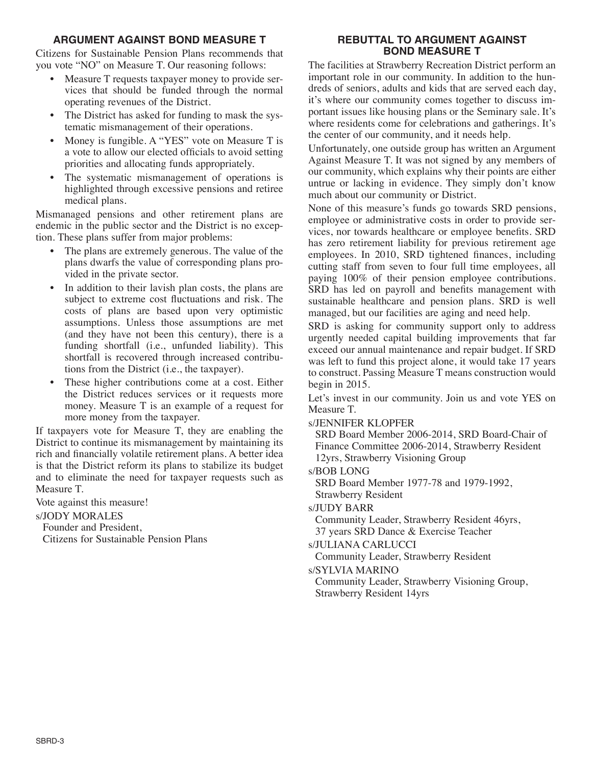## ARGUMENT AGAINST BOND MEASURE T

Citizens for Sustainable Pension Plans recommends that you vote "NO" on Measure T. Our reasoning follows:

- Measure T requests taxpayer money to provide services that should be funded through the normal operating revenues of the District.
- The District has asked for funding to mask the systematic mismanagement of their operations.
- Money is fungible. A "YES" vote on Measure T is a vote to allow our elected officials to avoid setting priorities and allocating funds appropriately.
- The systematic mismanagement of operations is highlighted through excessive pensions and retiree medical plans.

Mismanaged pensions and other retirement plans are endemic in the public sector and the District is no exception. These plans suffer from major problems:

- The plans are extremely generous. The value of the plans dwarfs the value of corresponding plans provided in the private sector.
- In addition to their lavish plan costs, the plans are subject to extreme cost fluctuations and risk. The costs of plans are based upon very optimistic assumptions. Unless those assumptions are met (and they have not been this century), there is a funding shortfall (i.e., unfunded liability). This shortfall is recovered through increased contributions from the District (i.e., the taxpayer).
- These higher contributions come at a cost. Either the District reduces services or it requests more money. Measure T is an example of a request for more money from the taxpayer.

If taxpayers vote for Measure T, they are enabling the District to continue its mismanagement by maintaining its rich and financially volatile retirement plans. A better idea is that the District reform its plans to stabilize its budget and to eliminate the need for taxpayer requests such as Measure T.

Vote against this measure!

s/JODY MORALES
Founder and President,
Citizens for Sustainable Pension Plans

## REBUTTAL TO ARGUMENT AGAINST BOND MEASURE T

The facilities at Strawberry Recreation District perform an important role in our community. In addition to the hundreds of seniors, adults and kids that are served each day, it's where our community comes together to discuss important issues like housing plans or the Seminary sale. It's where residents come for celebrations and gatherings. It's the center of our community, and it needs help.

Unfortunately, one outside group has written an Argument Against Measure T. It was not signed by any members of our community, which explains why their points are either untrue or lacking in evidence. They simply don't know much about our community or District.

None of this measure's funds go towards SRD pensions, employee or administrative costs in order to provide services, nor towards healthcare or employee benefits. SRD has zero retirement liability for previous retirement age employees. In 2010, SRD tightened finances, including cutting staff from seven to four full time employees, all paying 100% of their pension employee contributions. SRD has led on payroll and benefits management with sustainable healthcare and pension plans. SRD is well managed, but our facilities are aging and need help.

SRD is asking for community support only to address urgently needed capital building improvements that far exceed our annual maintenance and repair budget. If SRD was left to fund this project alone, it would take 17 years to construct. Passing Measure T means construction would begin in 2015.

Let's invest in our community. Join us and vote YES on Measure T.

s/JENNIFER KLOPFER
SRD Board Member 2006-2014, SRD Board-Chair of Finance Committee 2006-2014, Strawberry Resident 12yrs, Strawberry Visioning Group

s/BOB LONG
SRD Board Member 1977-78 and 1979-1992, Strawberry Resident

s/JUDY BARR
Community Leader, Strawberry Resident 46yrs, 37 years SRD Dance & Exercise Teacher

s/JULIANA CARLUCCI
Community Leader, Strawberry Resident

s/SYLVIA MARINO
Community Leader, Strawberry Visioning Group, Strawberry Resident 14yrs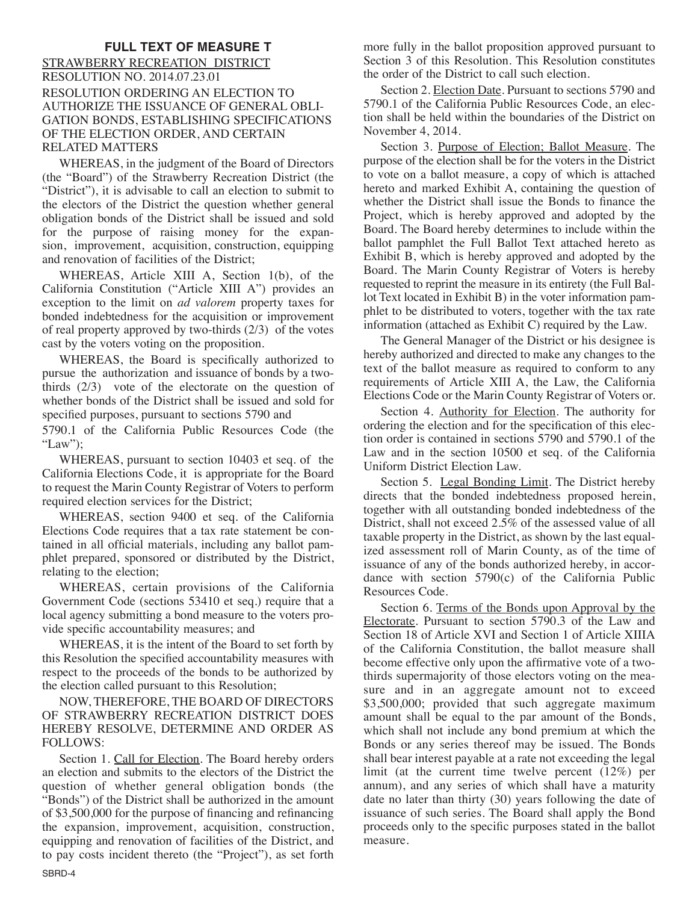## FULL TEXT OF MEASURE T

STRAWBERRY RECREATION DISTRICT

RESOLUTION NO. 2014.07.23.01

RESOLUTION ORDERING AN ELECTION TO AUTHORIZE THE ISSUANCE OF GENERAL OBLIGATION BONDS, ESTABLISHING SPECIFICATIONS OF THE ELECTION ORDER, AND CERTAIN RELATED MATTERS

WHEREAS, in the judgment of the Board of Directors (the "Board") of the Strawberry Recreation District (the "District"), it is advisable to call an election to submit to the electors of the District the question whether general obligation bonds of the District shall be issued and sold for the purpose of raising money for the expansion, improvement, acquisition, construction, equipping and renovation of facilities of the District;

WHEREAS, Article XIII A, Section 1(b), of the California Constitution ("Article XIII A") provides an exception to the limit on *ad valorem* property taxes for bonded indebtedness for the acquisition or improvement of real property approved by two-thirds (2/3) of the votes cast by the voters voting on the proposition.

WHEREAS, the Board is specifically authorized to pursue the authorization and issuance of bonds by a two-thirds (2/3) vote of the electorate on the question of whether bonds of the District shall be issued and sold for specified purposes, pursuant to sections 5790 and 5790.1 of the California Public Resources Code (the "Law");

WHEREAS, pursuant to section 10403 et seq. of the California Elections Code, it is appropriate for the Board to request the Marin County Registrar of Voters to perform required election services for the District;

WHEREAS, section 9400 et seq. of the California Elections Code requires that a tax rate statement be contained in all official materials, including any ballot pamphlet prepared, sponsored or distributed by the District, relating to the election;

WHEREAS, certain provisions of the California Government Code (sections 53410 et seq.) require that a local agency submitting a bond measure to the voters provide specific accountability measures; and

WHEREAS, it is the intent of the Board to set forth by this Resolution the specified accountability measures with respect to the proceeds of the bonds to be authorized by the election called pursuant to this Resolution;

NOW, THEREFORE, THE BOARD OF DIRECTORS OF STRAWBERRY RECREATION DISTRICT DOES HEREBY RESOLVE, DETERMINE AND ORDER AS FOLLOWS:

Section 1. Call for Election. The Board hereby orders an election and submits to the electors of the District the question of whether general obligation bonds (the "Bonds") of the District shall be authorized in the amount of $3,500,000 for the purpose of financing and refinancing the expansion, improvement, acquisition, construction, equipping and renovation of facilities of the District, and to pay costs incident thereto (the "Project"), as set forth more fully in the ballot proposition approved pursuant to Section 3 of this Resolution. This Resolution constitutes the order of the District to call such election.

Section 2. Election Date. Pursuant to sections 5790 and 5790.1 of the California Public Resources Code, an election shall be held within the boundaries of the District on November 4, 2014.

Section 3. Purpose of Election; Ballot Measure. The purpose of the election shall be for the voters in the District to vote on a ballot measure, a copy of which is attached hereto and marked Exhibit A, containing the question of whether the District shall issue the Bonds to finance the Project, which is hereby approved and adopted by the Board. The Board hereby determines to include within the ballot pamphlet the Full Ballot Text attached hereto as Exhibit B, which is hereby approved and adopted by the Board. The Marin County Registrar of Voters is hereby requested to reprint the measure in its entirety (the Full Ballot Text located in Exhibit B) in the voter information pamphlet to be distributed to voters, together with the tax rate information (attached as Exhibit C) required by the Law.

The General Manager of the District or his designee is hereby authorized and directed to make any changes to the text of the ballot measure as required to conform to any requirements of Article XIII A, the Law, the California Elections Code or the Marin County Registrar of Voters or.

Section 4. Authority for Election. The authority for ordering the election and for the specification of this election order is contained in sections 5790 and 5790.1 of the Law and in the section 10500 et seq. of the California Uniform District Election Law.

Section 5. Legal Bonding Limit. The District hereby directs that the bonded indebtedness proposed herein, together with all outstanding bonded indebtedness of the District, shall not exceed 2.5% of the assessed value of all taxable property in the District, as shown by the last equalized assessment roll of Marin County, as of the time of issuance of any of the bonds authorized hereby, in accordance with section 5790(c) of the California Public Resources Code.

Section 6. Terms of the Bonds upon Approval by the Electorate. Pursuant to section 5790.3 of the Law and Section 18 of Article XVI and Section 1 of Article XIIIA of the California Constitution, the ballot measure shall become effective only upon the affirmative vote of a two-thirds supermajority of those electors voting on the measure and in an aggregate amount not to exceed $3,500,000; provided that such aggregate maximum amount shall be equal to the par amount of the Bonds, which shall not include any bond premium at which the Bonds or any series thereof may be issued. The Bonds shall bear interest payable at a rate not exceeding the legal limit (at the current time twelve percent (12%) per annum), and any series of which shall have a maturity date no later than thirty (30) years following the date of issuance of such series. The Board shall apply the Bond proceeds only to the specific purposes stated in the ballot measure.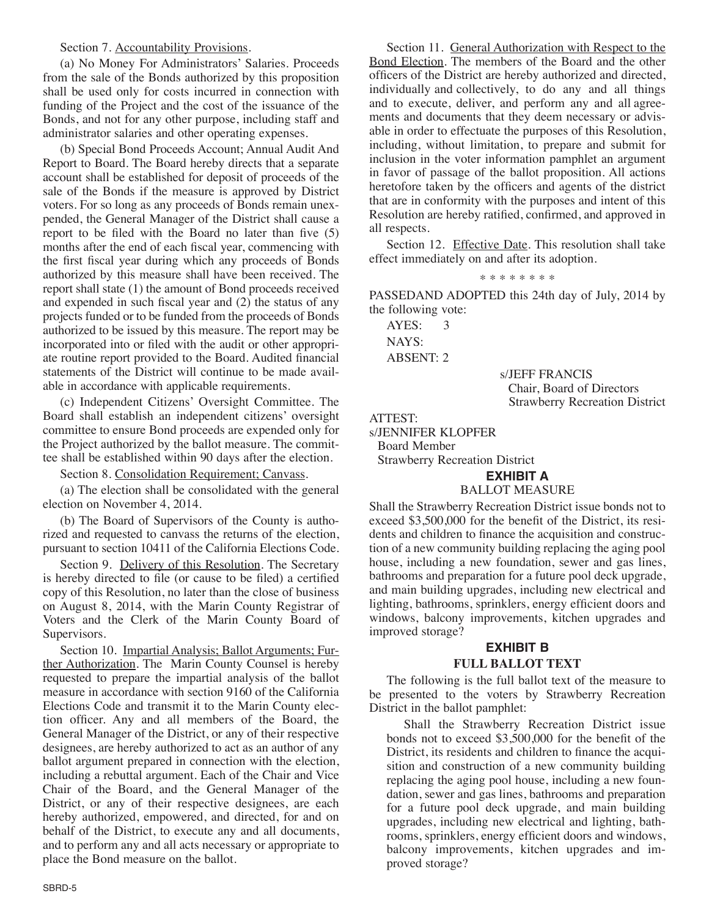Section 7. Accountability Provisions.

(a) No Money For Administrators' Salaries. Proceeds from the sale of the Bonds authorized by this proposition shall be used only for costs incurred in connection with funding of the Project and the cost of the issuance of the Bonds, and not for any other purpose, including staff and administrator salaries and other operating expenses.

(b) Special Bond Proceeds Account; Annual Audit And Report to Board. The Board hereby directs that a separate account shall be established for deposit of proceeds of the sale of the Bonds if the measure is approved by District voters. For so long as any proceeds of Bonds remain unexpended, the General Manager of the District shall cause a report to be filed with the Board no later than five (5) months after the end of each fiscal year, commencing with the first fiscal year during which any proceeds of Bonds authorized by this measure shall have been received. The report shall state (1) the amount of Bond proceeds received and expended in such fiscal year and (2) the status of any projects funded or to be funded from the proceeds of Bonds authorized to be issued by this measure. The report may be incorporated into or filed with the audit or other appropriate routine report provided to the Board. Audited financial statements of the District will continue to be made available in accordance with applicable requirements.

(c) Independent Citizens' Oversight Committee. The Board shall establish an independent citizens' oversight committee to ensure Bond proceeds are expended only for the Project authorized by the ballot measure. The committee shall be established within 90 days after the election.

Section 8. Consolidation Requirement; Canvass.

(a) The election shall be consolidated with the general election on November 4, 2014.

(b) The Board of Supervisors of the County is authorized and requested to canvass the returns of the election, pursuant to section 10411 of the California Elections Code.

Section 9. Delivery of this Resolution. The Secretary is hereby directed to file (or cause to be filed) a certified copy of this Resolution, no later than the close of business on August 8, 2014, with the Marin County Registrar of Voters and the Clerk of the Marin County Board of Supervisors.

Section 10. Impartial Analysis; Ballot Arguments; Further Authorization. The Marin County Counsel is hereby requested to prepare the impartial analysis of the ballot measure in accordance with section 9160 of the California Elections Code and transmit it to the Marin County election officer. Any and all members of the Board, the General Manager of the District, or any of their respective designees, are hereby authorized to act as an author of any ballot argument prepared in connection with the election, including a rebuttal argument. Each of the Chair and Vice Chair of the Board, and the General Manager of the District, or any of their respective designees, are each hereby authorized, empowered, and directed, for and on behalf of the District, to execute any and all documents, and to perform any and all acts necessary or appropriate to place the Bond measure on the ballot.

Section 11. General Authorization with Respect to the Bond Election. The members of the Board and the other officers of the District are hereby authorized and directed, individually and collectively, to do any and all things and to execute, deliver, and perform any and all agreements and documents that they deem necessary or advisable in order to effectuate the purposes of this Resolution, including, without limitation, to prepare and submit for inclusion in the voter information pamphlet an argument in favor of passage of the ballot proposition. All actions heretofore taken by the officers and agents of the district that are in conformity with the purposes and intent of this Resolution are hereby ratified, confirmed, and approved in all respects.

Section 12. Effective Date. This resolution shall take effect immediately on and after its adoption.

* * * * * * * *

PASSEDAND ADOPTED this 24th day of July, 2014 by the following vote:

AYES: 3
NAYS:
ABSENT: 2

s/JEFF FRANCIS
Chair, Board of Directors
Strawberry Recreation District

ATTEST:
s/JENNIFER KLOPFER
Board Member
Strawberry Recreation District

## EXHIBIT A
BALLOT MEASURE

Shall the Strawberry Recreation District issue bonds not to exceed $3,500,000 for the benefit of the District, its residents and children to finance the acquisition and construction of a new community building replacing the aging pool house, including a new foundation, sewer and gas lines, bathrooms and preparation for a future pool deck upgrade, and main building upgrades, including new electrical and lighting, bathrooms, sprinklers, energy efficient doors and windows, balcony improvements, kitchen upgrades and improved storage?

## EXHIBIT B
**FULL BALLOT TEXT**

The following is the full ballot text of the measure to be presented to the voters by Strawberry Recreation District in the ballot pamphlet:

Shall the Strawberry Recreation District issue bonds not to exceed $3,500,000 for the benefit of the District, its residents and children to finance the acquisition and construction of a new community building replacing the aging pool house, including a new foundation, sewer and gas lines, bathrooms and preparation for a future pool deck upgrade, and main building upgrades, including new electrical and lighting, bathrooms, sprinklers, energy efficient doors and windows, balcony improvements, kitchen upgrades and improved storage?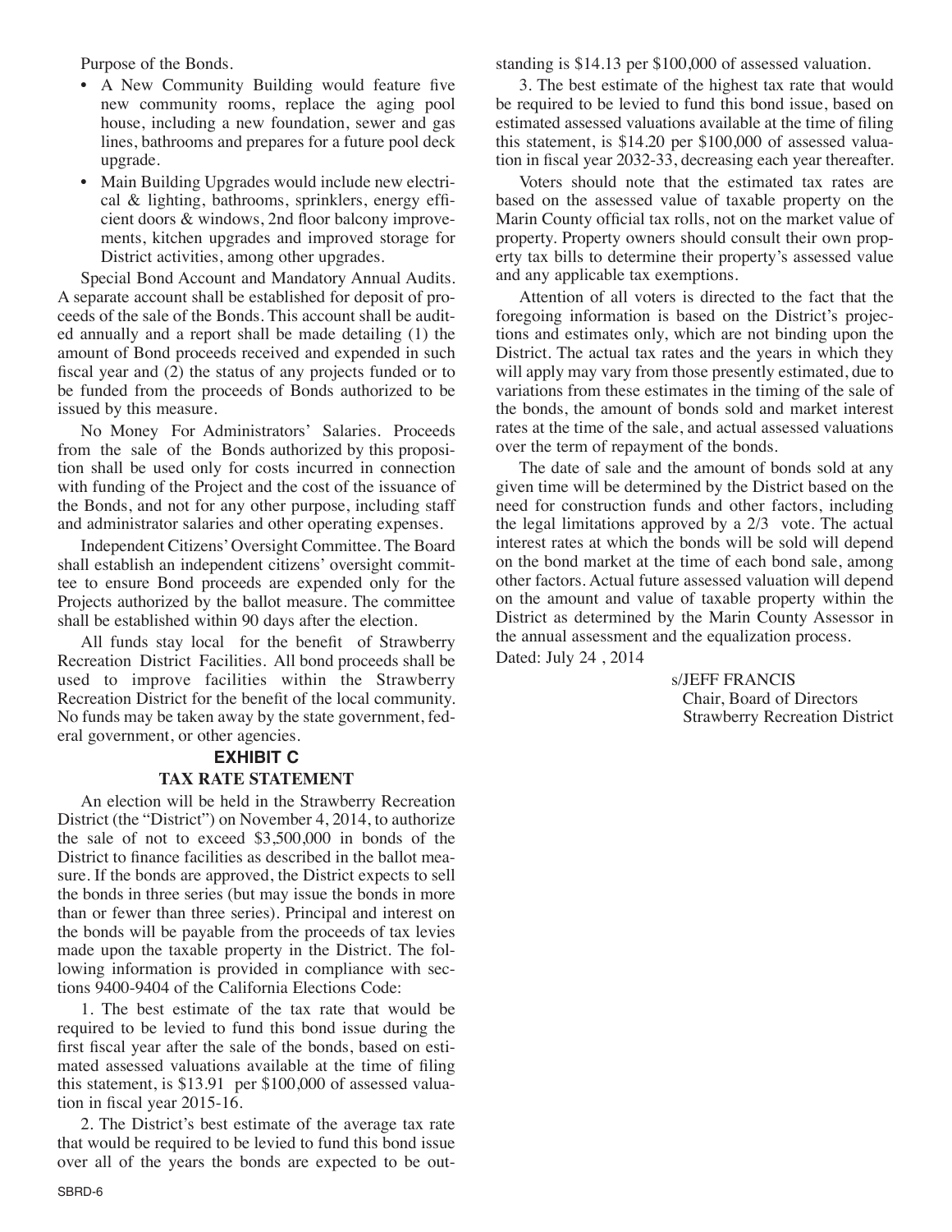Purpose of the Bonds.

- A New Community Building would feature five new community rooms, replace the aging pool house, including a new foundation, sewer and gas lines, bathrooms and prepares for a future pool deck upgrade.
- Main Building Upgrades would include new electrical & lighting, bathrooms, sprinklers, energy efficient doors & windows, 2nd floor balcony improvements, kitchen upgrades and improved storage for District activities, among other upgrades.

Special Bond Account and Mandatory Annual Audits. A separate account shall be established for deposit of proceeds of the sale of the Bonds. This account shall be audited annually and a report shall be made detailing (1) the amount of Bond proceeds received and expended in such fiscal year and (2) the status of any projects funded or to be funded from the proceeds of Bonds authorized to be issued by this measure.

No Money For Administrators' Salaries. Proceeds from the sale of the Bonds authorized by this proposition shall be used only for costs incurred in connection with funding of the Project and the cost of the issuance of the Bonds, and not for any other purpose, including staff and administrator salaries and other operating expenses.

Independent Citizens' Oversight Committee. The Board shall establish an independent citizens' oversight committee to ensure Bond proceeds are expended only for the Projects authorized by the ballot measure. The committee shall be established within 90 days after the election.

All funds stay local for the benefit of Strawberry Recreation District Facilities. All bond proceeds shall be used to improve facilities within the Strawberry Recreation District for the benefit of the local community. No funds may be taken away by the state government, federal government, or other agencies.

## EXHIBIT C

## TAX RATE STATEMENT

An election will be held in the Strawberry Recreation District (the "District") on November 4, 2014, to authorize the sale of not to exceed $3,500,000 in bonds of the District to finance facilities as described in the ballot measure. If the bonds are approved, the District expects to sell the bonds in three series (but may issue the bonds in more than or fewer than three series). Principal and interest on the bonds will be payable from the proceeds of tax levies made upon the taxable property in the District. The following information is provided in compliance with sections 9400-9404 of the California Elections Code:

1. The best estimate of the tax rate that would be required to be levied to fund this bond issue during the first fiscal year after the sale of the bonds, based on estimated assessed valuations available at the time of filing this statement, is $13.91 per $100,000 of assessed valuation in fiscal year 2015-16.

2. The District's best estimate of the average tax rate that would be required to be levied to fund this bond issue over all of the years the bonds are expected to be outstanding is $14.13 per $100,000 of assessed valuation.

3. The best estimate of the highest tax rate that would be required to be levied to fund this bond issue, based on estimated assessed valuations available at the time of filing this statement, is $14.20 per $100,000 of assessed valuation in fiscal year 2032-33, decreasing each year thereafter.

Voters should note that the estimated tax rates are based on the assessed value of taxable property on the Marin County official tax rolls, not on the market value of property. Property owners should consult their own property tax bills to determine their property's assessed value and any applicable tax exemptions.

Attention of all voters is directed to the fact that the foregoing information is based on the District's projections and estimates only, which are not binding upon the District. The actual tax rates and the years in which they will apply may vary from those presently estimated, due to variations from these estimates in the timing of the sale of the bonds, the amount of bonds sold and market interest rates at the time of the sale, and actual assessed valuations over the term of repayment of the bonds.

The date of sale and the amount of bonds sold at any given time will be determined by the District based on the need for construction funds and other factors, including the legal limitations approved by a 2/3 vote. The actual interest rates at which the bonds will be sold will depend on the bond market at the time of each bond sale, among other factors. Actual future assessed valuation will depend on the amount and value of taxable property within the District as determined by the Marin County Assessor in the annual assessment and the equalization process.

Dated: July 24 , 2014

s/JEFF FRANCIS
Chair, Board of Directors
Strawberry Recreation District